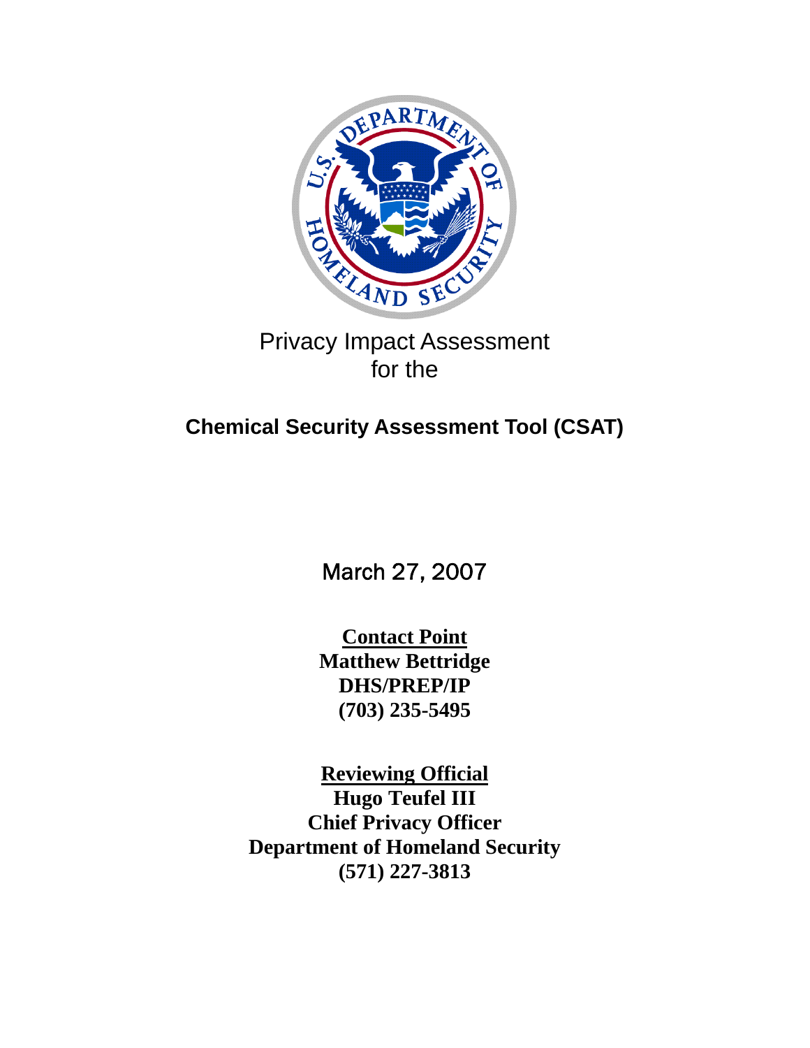Privacy Impact Assessment
for the

# Chemical Security Assessment Tool (CSAT)

March 27, 2007

**Contact Point**
**Matthew Bettridge**
**DHS/PREP/IP**
**(703) 235-5495**

**Reviewing Official**
**Hugo Teufel III**
**Chief Privacy Officer**
**Department of Homeland Security**
**(571) 227-3813**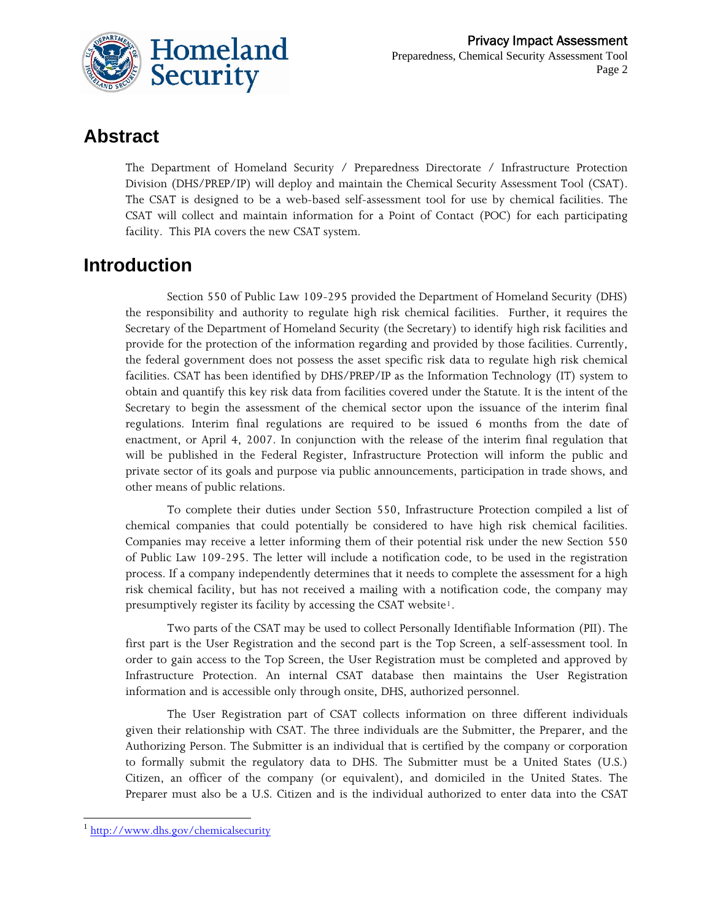## Abstract

The Department of Homeland Security / Preparedness Directorate / Infrastructure Protection Division (DHS/PREP/IP) will deploy and maintain the Chemical Security Assessment Tool (CSAT). The CSAT is designed to be a web-based self-assessment tool for use by chemical facilities. The CSAT will collect and maintain information for a Point of Contact (POC) for each participating facility. This PIA covers the new CSAT system.

## Introduction

Section 550 of Public Law 109-295 provided the Department of Homeland Security (DHS) the responsibility and authority to regulate high risk chemical facilities. Further, it requires the Secretary of the Department of Homeland Security (the Secretary) to identify high risk facilities and provide for the protection of the information regarding and provided by those facilities. Currently, the federal government does not possess the asset specific risk data to regulate high risk chemical facilities. CSAT has been identified by DHS/PREP/IP as the Information Technology (IT) system to obtain and quantify this key risk data from facilities covered under the Statute. It is the intent of the Secretary to begin the assessment of the chemical sector upon the issuance of the interim final regulations. Interim final regulations are required to be issued 6 months from the date of enactment, or April 4, 2007. In conjunction with the release of the interim final regulation that will be published in the Federal Register, Infrastructure Protection will inform the public and private sector of its goals and purpose via public announcements, participation in trade shows, and other means of public relations.

To complete their duties under Section 550, Infrastructure Protection compiled a list of chemical companies that could potentially be considered to have high risk chemical facilities. Companies may receive a letter informing them of their potential risk under the new Section 550 of Public Law 109-295. The letter will include a notification code, to be used in the registration process. If a company independently determines that it needs to complete the assessment for a high risk chemical facility, but has not received a mailing with a notification code, the company may presumptively register its facility by accessing the CSAT website[1].

Two parts of the CSAT may be used to collect Personally Identifiable Information (PII). The first part is the User Registration and the second part is the Top Screen, a self-assessment tool. In order to gain access to the Top Screen, the User Registration must be completed and approved by Infrastructure Protection. An internal CSAT database then maintains the User Registration information and is accessible only through onsite, DHS, authorized personnel.

The User Registration part of CSAT collects information on three different individuals given their relationship with CSAT. The three individuals are the Submitter, the Preparer, and the Authorizing Person. The Submitter is an individual that is certified by the company or corporation to formally submit the regulatory data to DHS. The Submitter must be a United States (U.S.) Citizen, an officer of the company (or equivalent), and domiciled in the United States. The Preparer must also be a U.S. Citizen and is the individual authorized to enter data into the CSAT

[1] http://www.dhs.gov/chemicalsecurity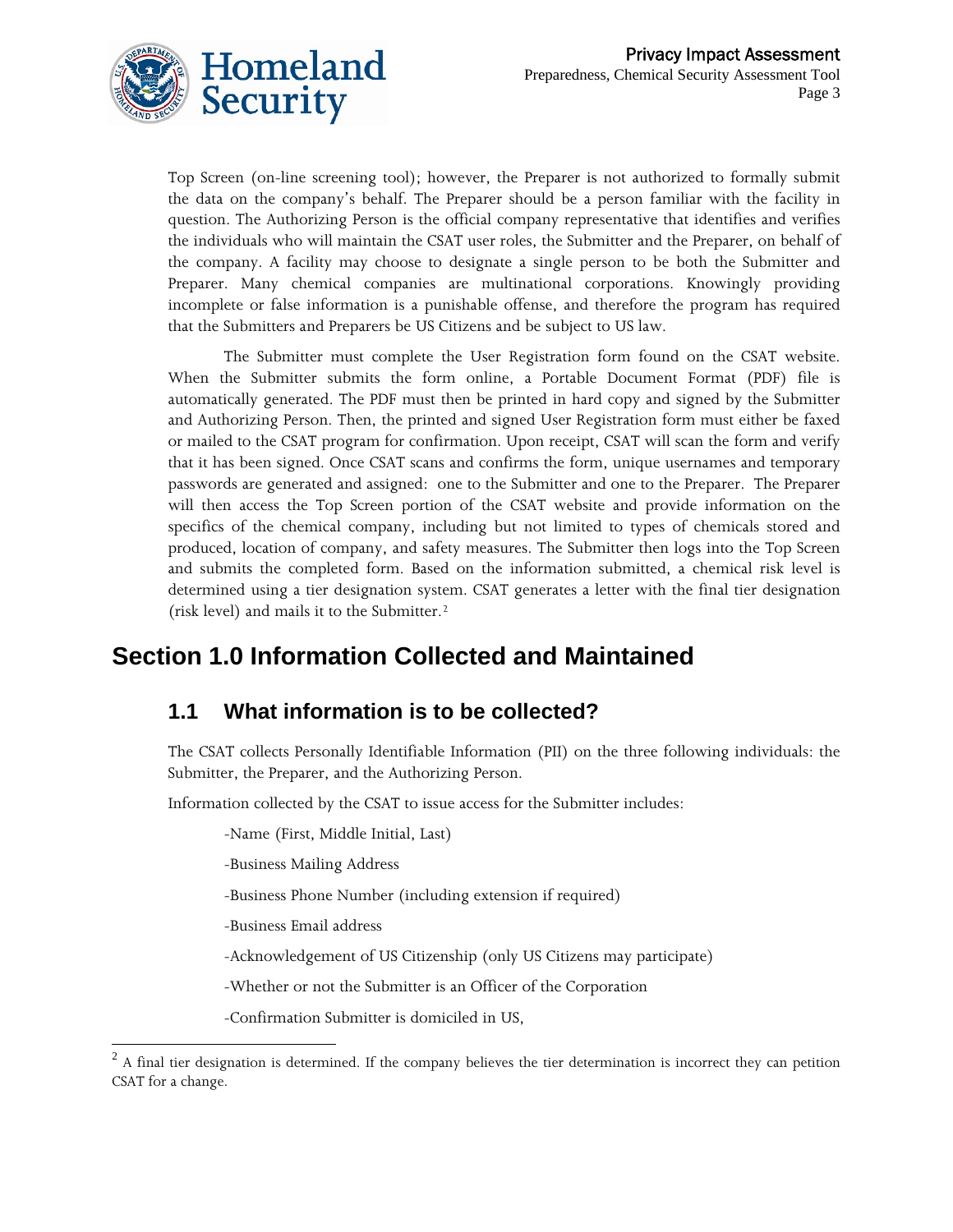Top Screen (on-line screening tool); however, the Preparer is not authorized to formally submit the data on the company's behalf. The Preparer should be a person familiar with the facility in question. The Authorizing Person is the official company representative that identifies and verifies the individuals who will maintain the CSAT user roles, the Submitter and the Preparer, on behalf of the company. A facility may choose to designate a single person to be both the Submitter and Preparer. Many chemical companies are multinational corporations. Knowingly providing incomplete or false information is a punishable offense, and therefore the program has required that the Submitters and Preparers be US Citizens and be subject to US law.

The Submitter must complete the User Registration form found on the CSAT website. When the Submitter submits the form online, a Portable Document Format (PDF) file is automatically generated. The PDF must then be printed in hard copy and signed by the Submitter and Authorizing Person. Then, the printed and signed User Registration form must either be faxed or mailed to the CSAT program for confirmation. Upon receipt, CSAT will scan the form and verify that it has been signed. Once CSAT scans and confirms the form, unique usernames and temporary passwords are generated and assigned: one to the Submitter and one to the Preparer. The Preparer will then access the Top Screen portion of the CSAT website and provide information on the specifics of the chemical company, including but not limited to types of chemicals stored and produced, location of company, and safety measures. The Submitter then logs into the Top Screen and submits the completed form. Based on the information submitted, a chemical risk level is determined using a tier designation system. CSAT generates a letter with the final tier designation (risk level) and mails it to the Submitter.[2]

# Section 1.0 Information Collected and Maintained

## 1.1 What information is to be collected?

The CSAT collects Personally Identifiable Information (PII) on the three following individuals: the Submitter, the Preparer, and the Authorizing Person.

Information collected by the CSAT to issue access for the Submitter includes:

-Name (First, Middle Initial, Last)

-Business Mailing Address

-Business Phone Number (including extension if required)

-Business Email address

-Acknowledgement of US Citizenship (only US Citizens may participate)

-Whether or not the Submitter is an Officer of the Corporation

-Confirmation Submitter is domiciled in US,

---

[2] A final tier designation is determined. If the company believes the tier determination is incorrect they can petition CSAT for a change.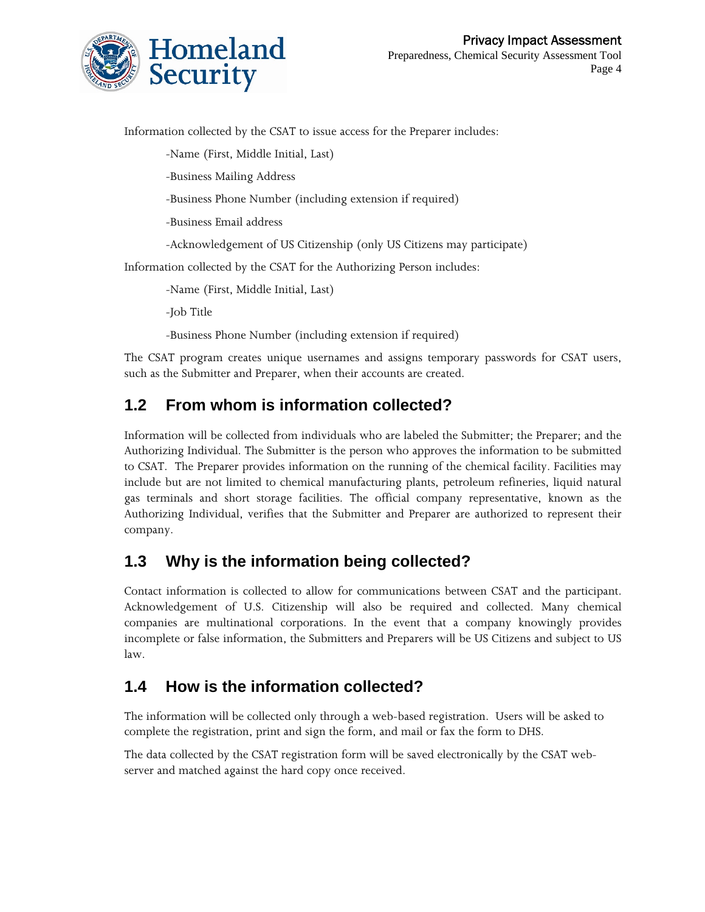Information collected by the CSAT to issue access for the Preparer includes:

-Name (First, Middle Initial, Last)

-Business Mailing Address

-Business Phone Number (including extension if required)

-Business Email address

-Acknowledgement of US Citizenship (only US Citizens may participate)

Information collected by the CSAT for the Authorizing Person includes:

-Name (First, Middle Initial, Last)

-Job Title

-Business Phone Number (including extension if required)

The CSAT program creates unique usernames and assigns temporary passwords for CSAT users, such as the Submitter and Preparer, when their accounts are created.

## 1.2 From whom is information collected?

Information will be collected from individuals who are labeled the Submitter; the Preparer; and the Authorizing Individual. The Submitter is the person who approves the information to be submitted to CSAT. The Preparer provides information on the running of the chemical facility. Facilities may include but are not limited to chemical manufacturing plants, petroleum refineries, liquid natural gas terminals and short storage facilities. The official company representative, known as the Authorizing Individual, verifies that the Submitter and Preparer are authorized to represent their company.

## 1.3 Why is the information being collected?

Contact information is collected to allow for communications between CSAT and the participant. Acknowledgement of U.S. Citizenship will also be required and collected. Many chemical companies are multinational corporations. In the event that a company knowingly provides incomplete or false information, the Submitters and Preparers will be US Citizens and subject to US law.

## 1.4 How is the information collected?

The information will be collected only through a web-based registration. Users will be asked to complete the registration, print and sign the form, and mail or fax the form to DHS.

The data collected by the CSAT registration form will be saved electronically by the CSAT web-server and matched against the hard copy once received.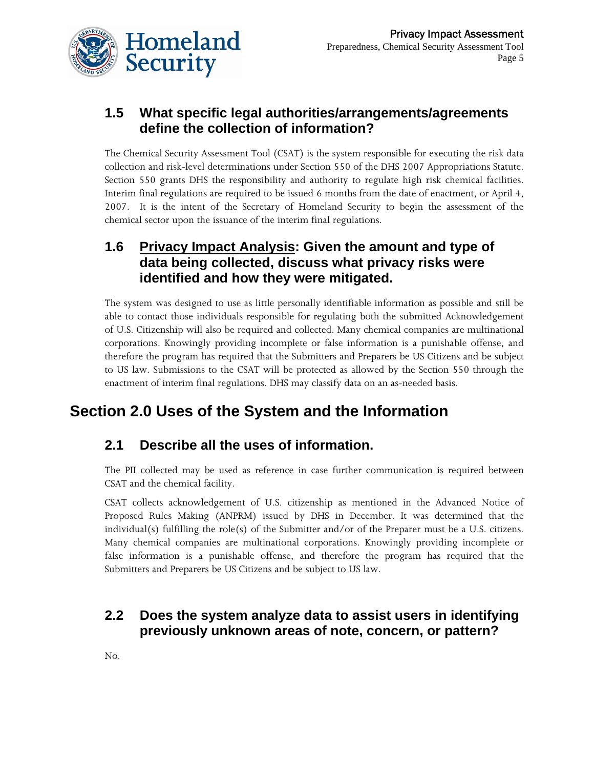### 1.5 What specific legal authorities/arrangements/agreements define the collection of information?

The Chemical Security Assessment Tool (CSAT) is the system responsible for executing the risk data collection and risk-level determinations under Section 550 of the DHS 2007 Appropriations Statute. Section 550 grants DHS the responsibility and authority to regulate high risk chemical facilities. Interim final regulations are required to be issued 6 months from the date of enactment, or April 4, 2007. It is the intent of the Secretary of Homeland Security to begin the assessment of the chemical sector upon the issuance of the interim final regulations.

### 1.6 <u>Privacy Impact Analysis</u>: Given the amount and type of data being collected, discuss what privacy risks were identified and how they were mitigated.

The system was designed to use as little personally identifiable information as possible and still be able to contact those individuals responsible for regulating both the submitted Acknowledgement of U.S. Citizenship will also be required and collected. Many chemical companies are multinational corporations. Knowingly providing incomplete or false information is a punishable offense, and therefore the program has required that the Submitters and Preparers be US Citizens and be subject to US law. Submissions to the CSAT will be protected as allowed by the Section 550 through the enactment of interim final regulations. DHS may classify data on an as-needed basis.

## Section 2.0 Uses of the System and the Information

### 2.1 Describe all the uses of information.

The PII collected may be used as reference in case further communication is required between CSAT and the chemical facility.

CSAT collects acknowledgement of U.S. citizenship as mentioned in the Advanced Notice of Proposed Rules Making (ANPRM) issued by DHS in December. It was determined that the individual(s) fulfilling the role(s) of the Submitter and/or of the Preparer must be a U.S. citizens. Many chemical companies are multinational corporations. Knowingly providing incomplete or false information is a punishable offense, and therefore the program has required that the Submitters and Preparers be US Citizens and be subject to US law.

### 2.2 Does the system analyze data to assist users in identifying previously unknown areas of note, concern, or pattern?

No.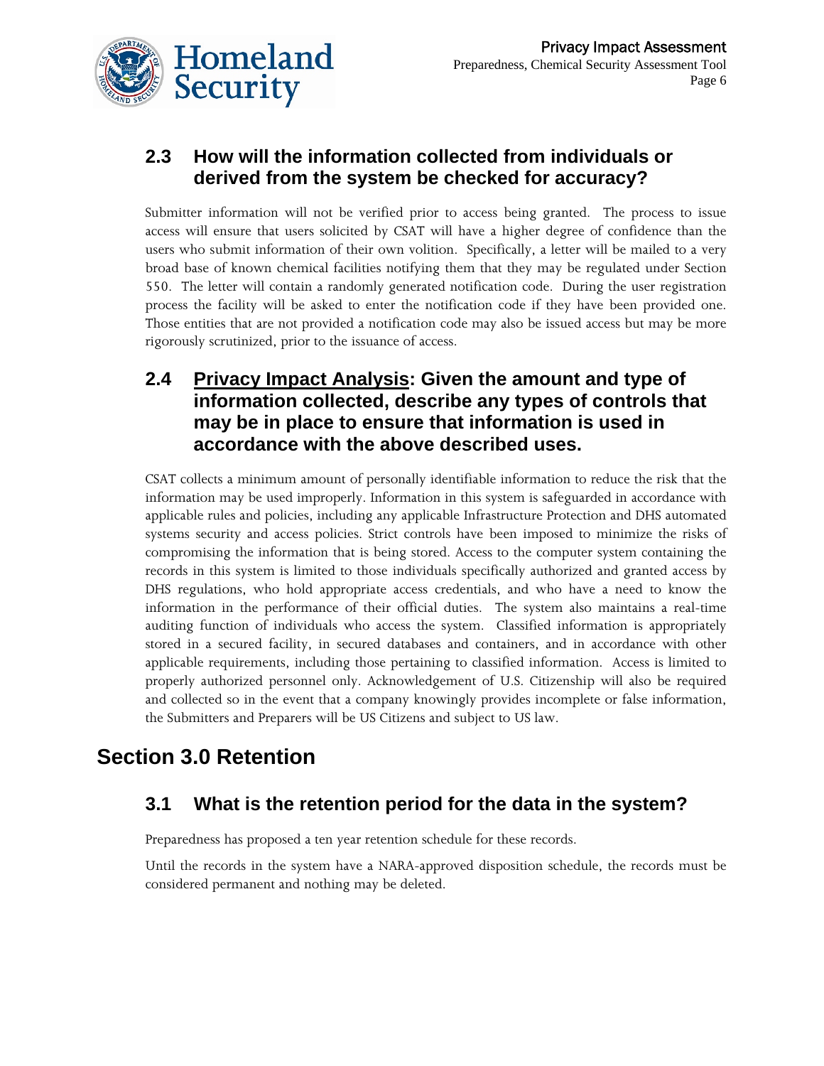### 2.3 How will the information collected from individuals or derived from the system be checked for accuracy?

Submitter information will not be verified prior to access being granted. The process to issue access will ensure that users solicited by CSAT will have a higher degree of confidence than the users who submit information of their own volition. Specifically, a letter will be mailed to a very broad base of known chemical facilities notifying them that they may be regulated under Section 550. The letter will contain a randomly generated notification code. During the user registration process the facility will be asked to enter the notification code if they have been provided one. Those entities that are not provided a notification code may also be issued access but may be more rigorously scrutinized, prior to the issuance of access.

### 2.4 Privacy Impact Analysis: Given the amount and type of information collected, describe any types of controls that may be in place to ensure that information is used in accordance with the above described uses.

CSAT collects a minimum amount of personally identifiable information to reduce the risk that the information may be used improperly. Information in this system is safeguarded in accordance with applicable rules and policies, including any applicable Infrastructure Protection and DHS automated systems security and access policies. Strict controls have been imposed to minimize the risks of compromising the information that is being stored. Access to the computer system containing the records in this system is limited to those individuals specifically authorized and granted access by DHS regulations, who hold appropriate access credentials, and who have a need to know the information in the performance of their official duties. The system also maintains a real-time auditing function of individuals who access the system. Classified information is appropriately stored in a secured facility, in secured databases and containers, and in accordance with other applicable requirements, including those pertaining to classified information. Access is limited to properly authorized personnel only. Acknowledgement of U.S. Citizenship will also be required and collected so in the event that a company knowingly provides incomplete or false information, the Submitters and Preparers will be US Citizens and subject to US law.

## Section 3.0 Retention

### 3.1 What is the retention period for the data in the system?

Preparedness has proposed a ten year retention schedule for these records.

Until the records in the system have a NARA-approved disposition schedule, the records must be considered permanent and nothing may be deleted.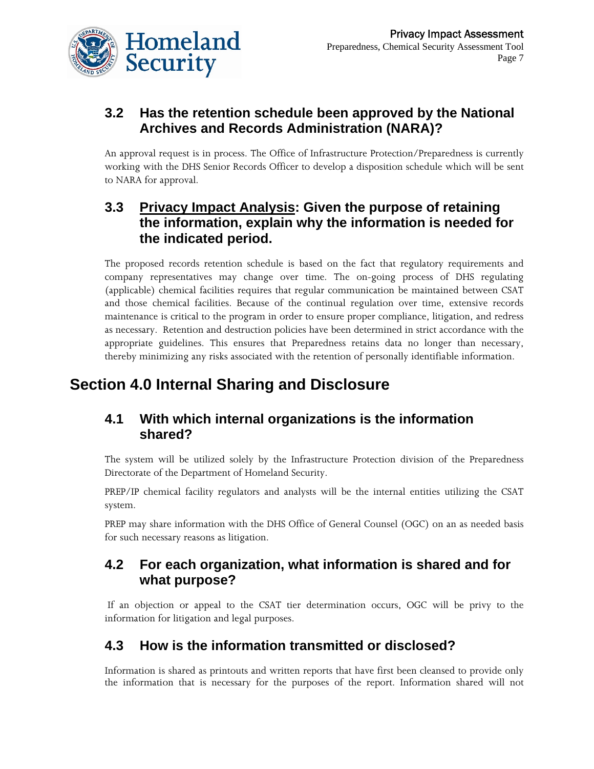### 3.2 Has the retention schedule been approved by the National Archives and Records Administration (NARA)?

An approval request is in process. The Office of Infrastructure Protection/Preparedness is currently working with the DHS Senior Records Officer to develop a disposition schedule which will be sent to NARA for approval.

### 3.3 <u>Privacy Impact Analysis</u>: Given the purpose of retaining the information, explain why the information is needed for the indicated period.

The proposed records retention schedule is based on the fact that regulatory requirements and company representatives may change over time. The on-going process of DHS regulating (applicable) chemical facilities requires that regular communication be maintained between CSAT and those chemical facilities. Because of the continual regulation over time, extensive records maintenance is critical to the program in order to ensure proper compliance, litigation, and redress as necessary. Retention and destruction policies have been determined in strict accordance with the appropriate guidelines. This ensures that Preparedness retains data no longer than necessary, thereby minimizing any risks associated with the retention of personally identifiable information.

## Section 4.0 Internal Sharing and Disclosure

### 4.1 With which internal organizations is the information shared?

The system will be utilized solely by the Infrastructure Protection division of the Preparedness Directorate of the Department of Homeland Security.

PREP/IP chemical facility regulators and analysts will be the internal entities utilizing the CSAT system.

PREP may share information with the DHS Office of General Counsel (OGC) on an as needed basis for such necessary reasons as litigation.

### 4.2 For each organization, what information is shared and for what purpose?

If an objection or appeal to the CSAT tier determination occurs, OGC will be privy to the information for litigation and legal purposes.

### 4.3 How is the information transmitted or disclosed?

Information is shared as printouts and written reports that have first been cleansed to provide only the information that is necessary for the purposes of the report. Information shared will not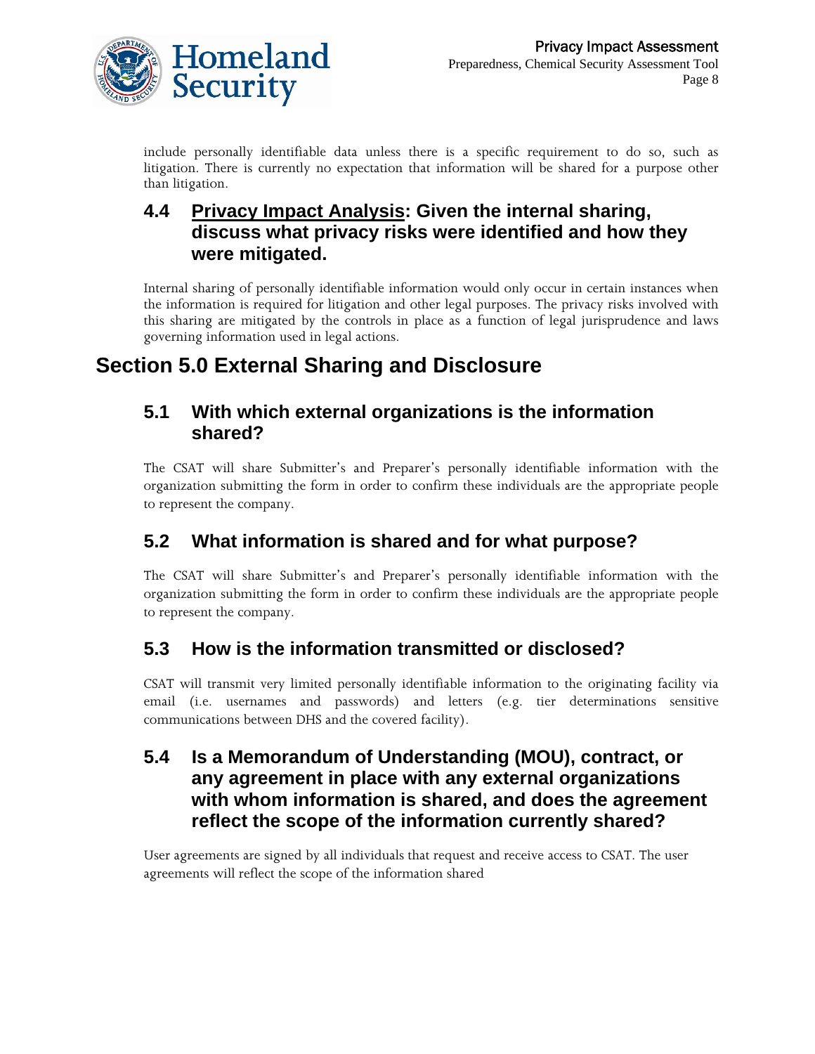include personally identifiable data unless there is a specific requirement to do so, such as litigation. There is currently no expectation that information will be shared for a purpose other than litigation.

### 4.4 <u>Privacy Impact Analysis</u>: Given the internal sharing, discuss what privacy risks were identified and how they were mitigated.

Internal sharing of personally identifiable information would only occur in certain instances when the information is required for litigation and other legal purposes. The privacy risks involved with this sharing are mitigated by the controls in place as a function of legal jurisprudence and laws governing information used in legal actions.

## Section 5.0 External Sharing and Disclosure

### 5.1 With which external organizations is the information shared?

The CSAT will share Submitter's and Preparer's personally identifiable information with the organization submitting the form in order to confirm these individuals are the appropriate people to represent the company.

### 5.2 What information is shared and for what purpose?

The CSAT will share Submitter's and Preparer's personally identifiable information with the organization submitting the form in order to confirm these individuals are the appropriate people to represent the company.

### 5.3 How is the information transmitted or disclosed?

CSAT will transmit very limited personally identifiable information to the originating facility via email (i.e. usernames and passwords) and letters (e.g. tier determinations sensitive communications between DHS and the covered facility).

### 5.4 Is a Memorandum of Understanding (MOU), contract, or any agreement in place with any external organizations with whom information is shared, and does the agreement reflect the scope of the information currently shared?

User agreements are signed by all individuals that request and receive access to CSAT. The user agreements will reflect the scope of the information shared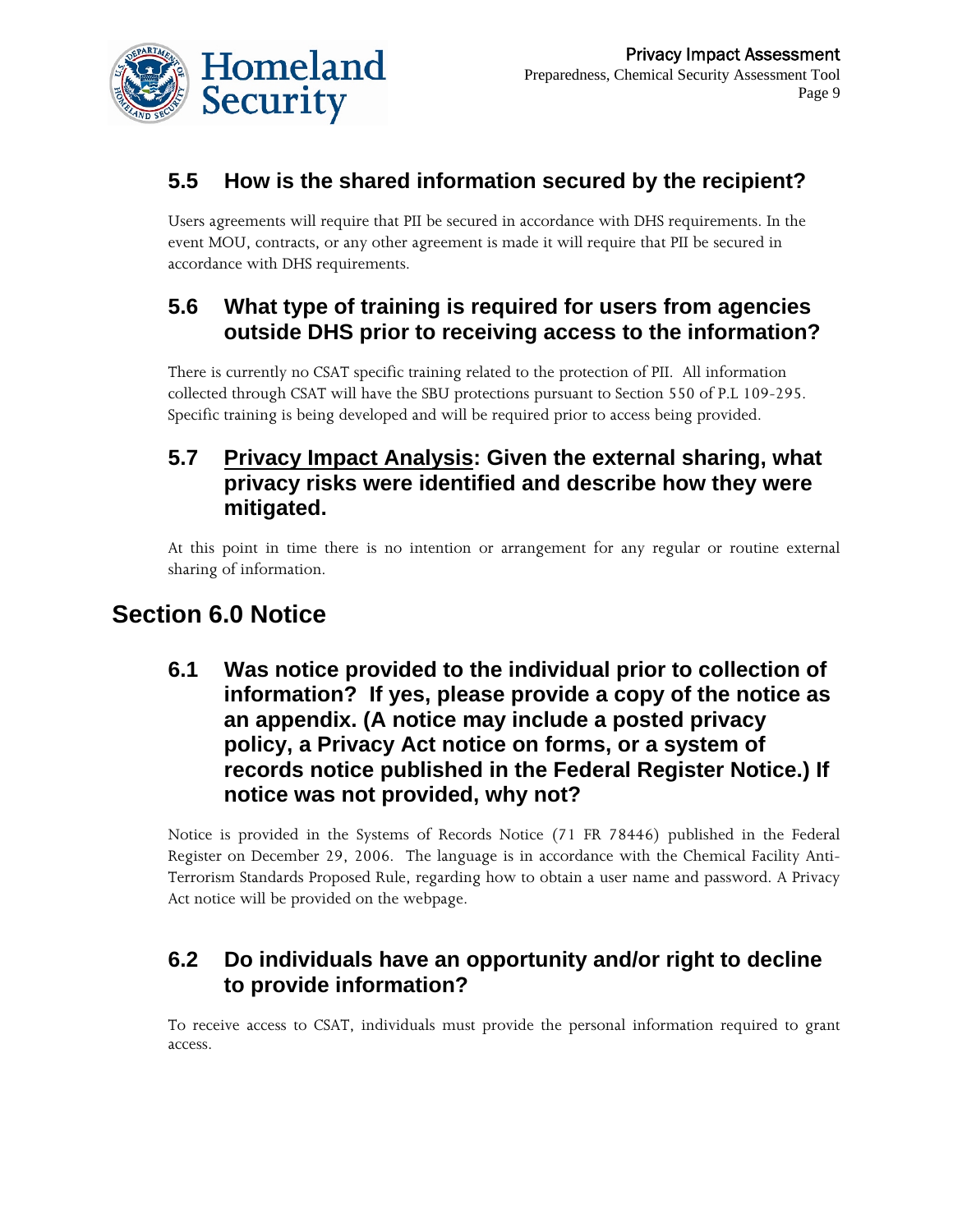### 5.5 How is the shared information secured by the recipient?

Users agreements will require that PII be secured in accordance with DHS requirements. In the event MOU, contracts, or any other agreement is made it will require that PII be secured in accordance with DHS requirements.

### 5.6 What type of training is required for users from agencies outside DHS prior to receiving access to the information?

There is currently no CSAT specific training related to the protection of PII. All information collected through CSAT will have the SBU protections pursuant to Section 550 of P.L 109-295. Specific training is being developed and will be required prior to access being provided.

### 5.7 Privacy Impact Analysis: Given the external sharing, what privacy risks were identified and describe how they were mitigated.

At this point in time there is no intention or arrangement for any regular or routine external sharing of information.

## Section 6.0 Notice

### 6.1 Was notice provided to the individual prior to collection of information? If yes, please provide a copy of the notice as an appendix. (A notice may include a posted privacy policy, a Privacy Act notice on forms, or a system of records notice published in the Federal Register Notice.) If notice was not provided, why not?

Notice is provided in the Systems of Records Notice (71 FR 78446) published in the Federal Register on December 29, 2006. The language is in accordance with the Chemical Facility Anti-Terrorism Standards Proposed Rule, regarding how to obtain a user name and password. A Privacy Act notice will be provided on the webpage.

### 6.2 Do individuals have an opportunity and/or right to decline to provide information?

To receive access to CSAT, individuals must provide the personal information required to grant access.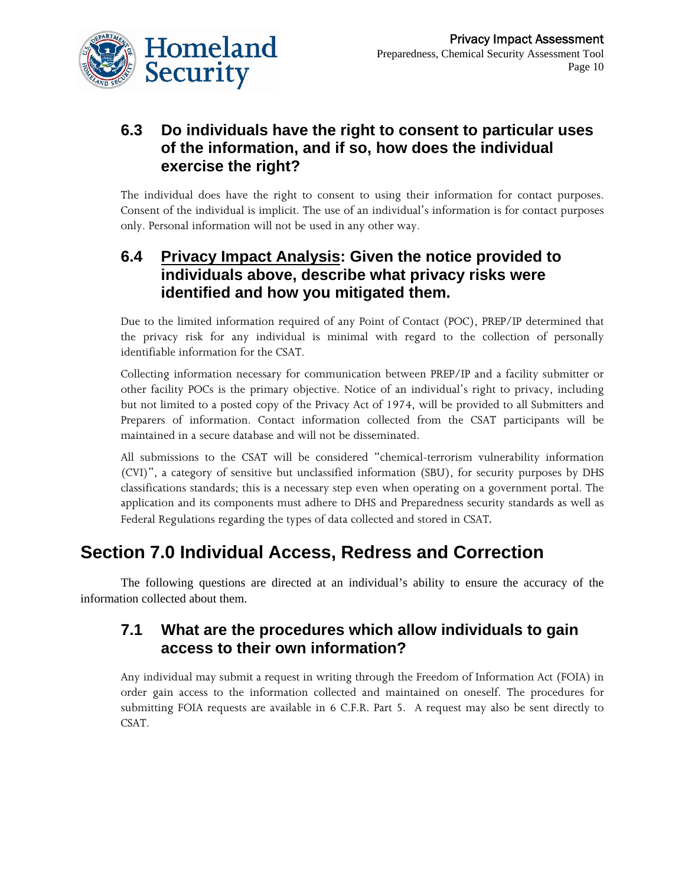### 6.3 Do individuals have the right to consent to particular uses of the information, and if so, how does the individual exercise the right?

The individual does have the right to consent to using their information for contact purposes. Consent of the individual is implicit. The use of an individual's information is for contact purposes only. Personal information will not be used in any other way.

### 6.4 Privacy Impact Analysis: Given the notice provided to individuals above, describe what privacy risks were identified and how you mitigated them.

Due to the limited information required of any Point of Contact (POC), PREP/IP determined that the privacy risk for any individual is minimal with regard to the collection of personally identifiable information for the CSAT.

Collecting information necessary for communication between PREP/IP and a facility submitter or other facility POCs is the primary objective. Notice of an individual's right to privacy, including but not limited to a posted copy of the Privacy Act of 1974, will be provided to all Submitters and Preparers of information. Contact information collected from the CSAT participants will be maintained in a secure database and will not be disseminated.

All submissions to the CSAT will be considered "chemical-terrorism vulnerability information (CVI)", a category of sensitive but unclassified information (SBU), for security purposes by DHS classifications standards; this is a necessary step even when operating on a government portal. The application and its components must adhere to DHS and Preparedness security standards as well as Federal Regulations regarding the types of data collected and stored in CSAT.

## Section 7.0 Individual Access, Redress and Correction

The following questions are directed at an individual's ability to ensure the accuracy of the information collected about them.

### 7.1 What are the procedures which allow individuals to gain access to their own information?

Any individual may submit a request in writing through the Freedom of Information Act (FOIA) in order gain access to the information collected and maintained on oneself. The procedures for submitting FOIA requests are available in 6 C.F.R. Part 5. A request may also be sent directly to CSAT.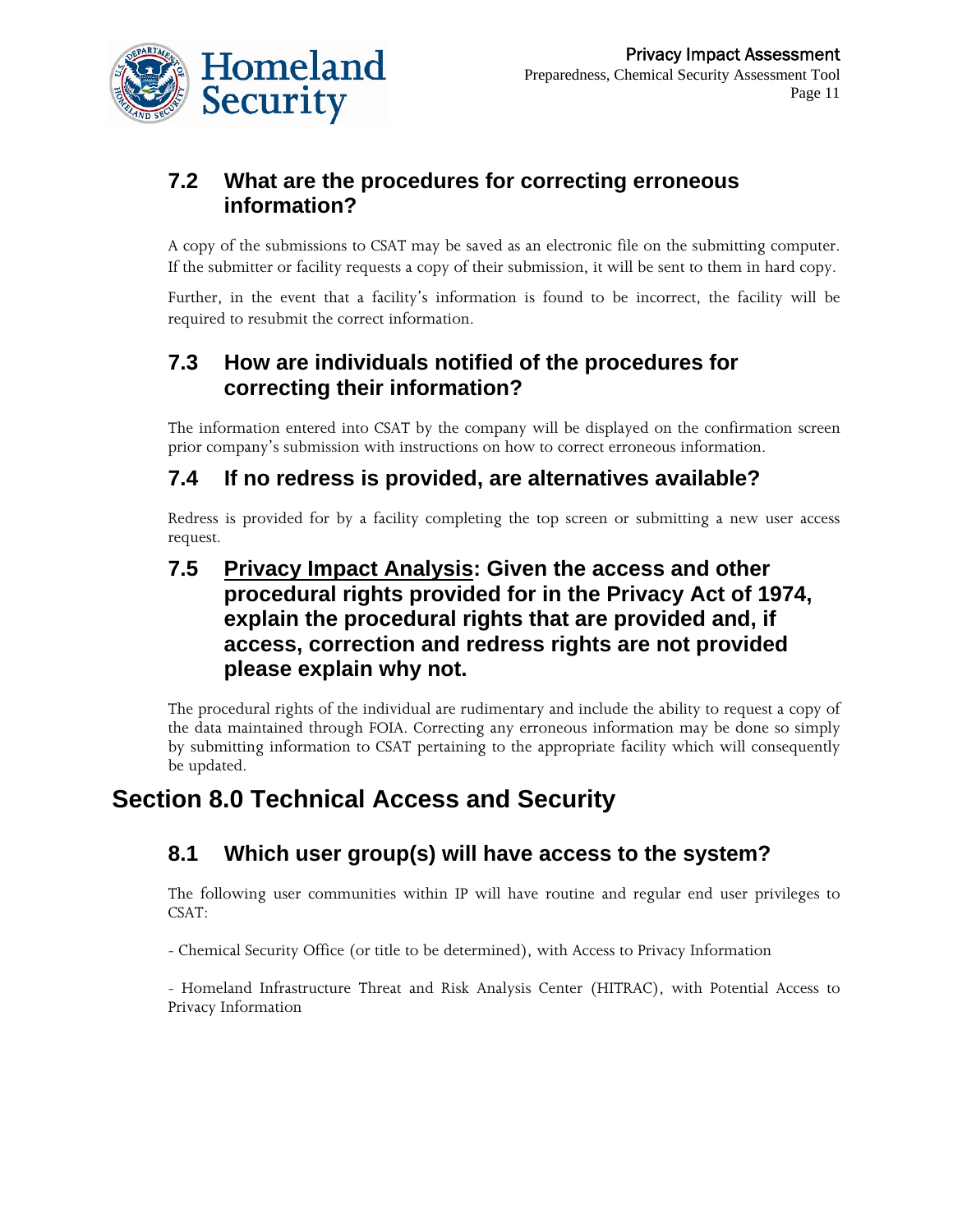### 7.2 What are the procedures for correcting erroneous information?

A copy of the submissions to CSAT may be saved as an electronic file on the submitting computer. If the submitter or facility requests a copy of their submission, it will be sent to them in hard copy.

Further, in the event that a facility's information is found to be incorrect, the facility will be required to resubmit the correct information.

### 7.3 How are individuals notified of the procedures for correcting their information?

The information entered into CSAT by the company will be displayed on the confirmation screen prior company's submission with instructions on how to correct erroneous information.

### 7.4 If no redress is provided, are alternatives available?

Redress is provided for by a facility completing the top screen or submitting a new user access request.

### 7.5 Privacy Impact Analysis: Given the access and other procedural rights provided for in the Privacy Act of 1974, explain the procedural rights that are provided and, if access, correction and redress rights are not provided please explain why not.

The procedural rights of the individual are rudimentary and include the ability to request a copy of the data maintained through FOIA. Correcting any erroneous information may be done so simply by submitting information to CSAT pertaining to the appropriate facility which will consequently be updated.

## Section 8.0 Technical Access and Security

### 8.1 Which user group(s) will have access to the system?

The following user communities within IP will have routine and regular end user privileges to CSAT:

- Chemical Security Office (or title to be determined), with Access to Privacy Information

- Homeland Infrastructure Threat and Risk Analysis Center (HITRAC), with Potential Access to Privacy Information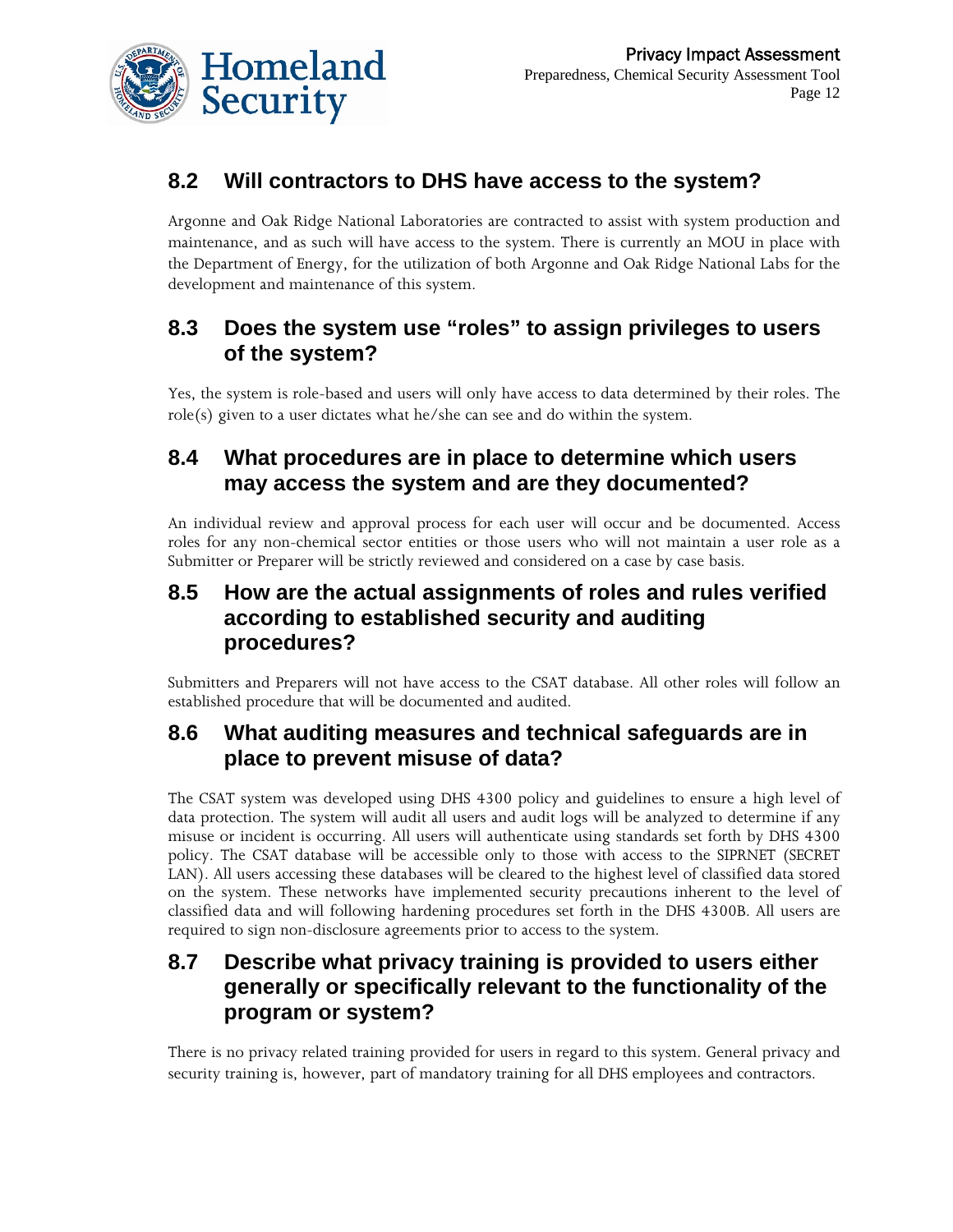## 8.2 Will contractors to DHS have access to the system?

Argonne and Oak Ridge National Laboratories are contracted to assist with system production and maintenance, and as such will have access to the system. There is currently an MOU in place with the Department of Energy, for the utilization of both Argonne and Oak Ridge National Labs for the development and maintenance of this system.

## 8.3 Does the system use "roles" to assign privileges to users of the system?

Yes, the system is role-based and users will only have access to data determined by their roles. The role(s) given to a user dictates what he/she can see and do within the system.

## 8.4 What procedures are in place to determine which users may access the system and are they documented?

An individual review and approval process for each user will occur and be documented. Access roles for any non-chemical sector entities or those users who will not maintain a user role as a Submitter or Preparer will be strictly reviewed and considered on a case by case basis.

## 8.5 How are the actual assignments of roles and rules verified according to established security and auditing procedures?

Submitters and Preparers will not have access to the CSAT database. All other roles will follow an established procedure that will be documented and audited.

## 8.6 What auditing measures and technical safeguards are in place to prevent misuse of data?

The CSAT system was developed using DHS 4300 policy and guidelines to ensure a high level of data protection. The system will audit all users and audit logs will be analyzed to determine if any misuse or incident is occurring. All users will authenticate using standards set forth by DHS 4300 policy. The CSAT database will be accessible only to those with access to the SIPRNET (SECRET LAN). All users accessing these databases will be cleared to the highest level of classified data stored on the system. These networks have implemented security precautions inherent to the level of classified data and will following hardening procedures set forth in the DHS 4300B. All users are required to sign non-disclosure agreements prior to access to the system.

## 8.7 Describe what privacy training is provided to users either generally or specifically relevant to the functionality of the program or system?

There is no privacy related training provided for users in regard to this system. General privacy and security training is, however, part of mandatory training for all DHS employees and contractors.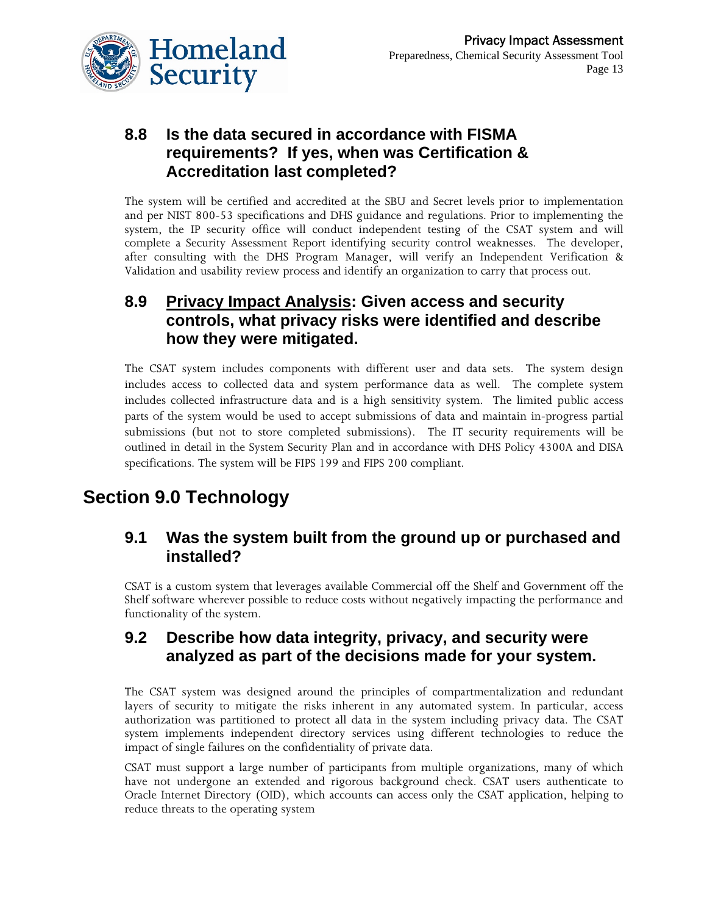### 8.8 Is the data secured in accordance with FISMA requirements? If yes, when was Certification & Accreditation last completed?

The system will be certified and accredited at the SBU and Secret levels prior to implementation and per NIST 800-53 specifications and DHS guidance and regulations. Prior to implementing the system, the IP security office will conduct independent testing of the CSAT system and will complete a Security Assessment Report identifying security control weaknesses. The developer, after consulting with the DHS Program Manager, will verify an Independent Verification & Validation and usability review process and identify an organization to carry that process out.

### 8.9 Privacy Impact Analysis: Given access and security controls, what privacy risks were identified and describe how they were mitigated.

The CSAT system includes components with different user and data sets. The system design includes access to collected data and system performance data as well. The complete system includes collected infrastructure data and is a high sensitivity system. The limited public access parts of the system would be used to accept submissions of data and maintain in-progress partial submissions (but not to store completed submissions). The IT security requirements will be outlined in detail in the System Security Plan and in accordance with DHS Policy 4300A and DISA specifications. The system will be FIPS 199 and FIPS 200 compliant.

## Section 9.0 Technology

### 9.1 Was the system built from the ground up or purchased and installed?

CSAT is a custom system that leverages available Commercial off the Shelf and Government off the Shelf software wherever possible to reduce costs without negatively impacting the performance and functionality of the system.

### 9.2 Describe how data integrity, privacy, and security were analyzed as part of the decisions made for your system.

The CSAT system was designed around the principles of compartmentalization and redundant layers of security to mitigate the risks inherent in any automated system. In particular, access authorization was partitioned to protect all data in the system including privacy data. The CSAT system implements independent directory services using different technologies to reduce the impact of single failures on the confidentiality of private data.

CSAT must support a large number of participants from multiple organizations, many of which have not undergone an extended and rigorous background check. CSAT users authenticate to Oracle Internet Directory (OID), which accounts can access only the CSAT application, helping to reduce threats to the operating system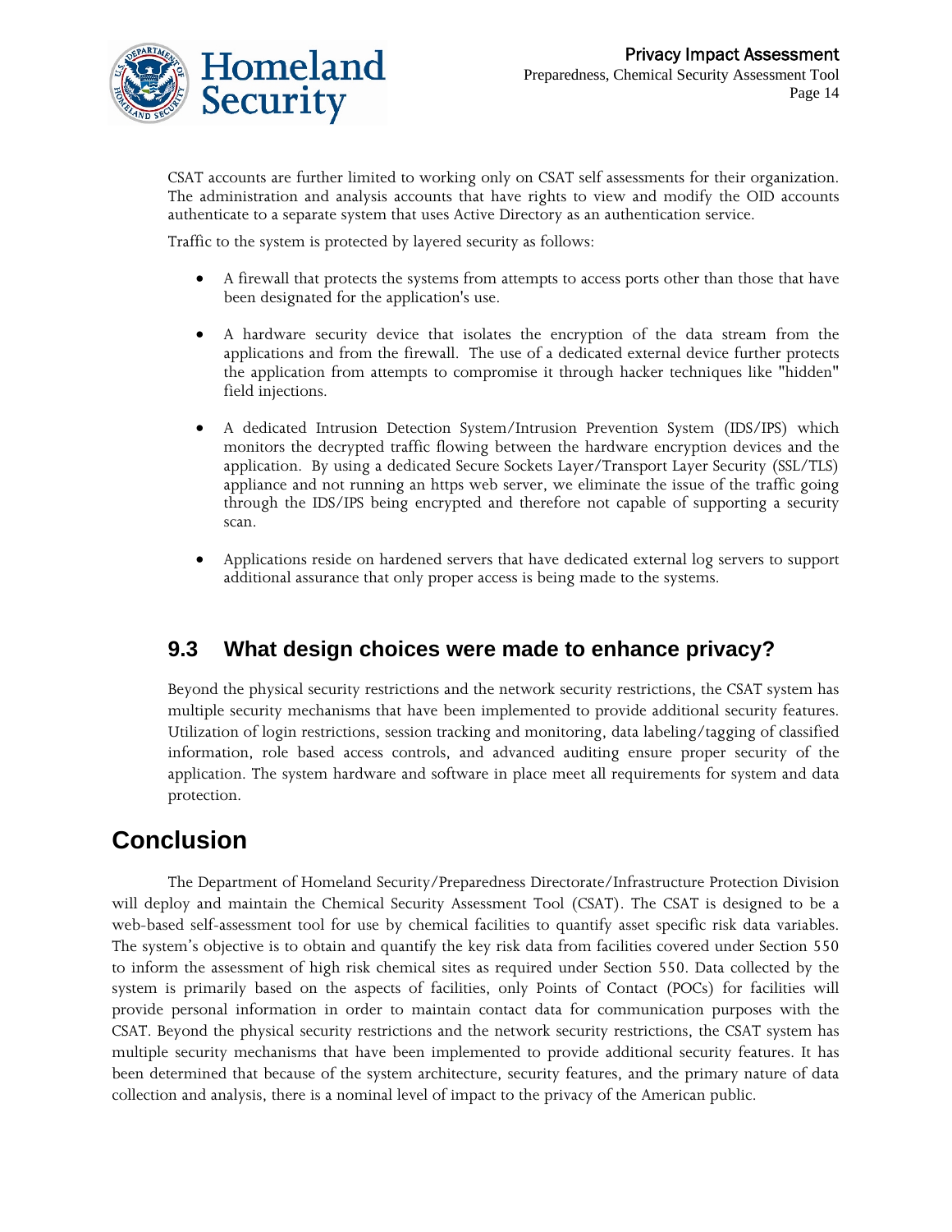CSAT accounts are further limited to working only on CSAT self assessments for their organization. The administration and analysis accounts that have rights to view and modify the OID accounts authenticate to a separate system that uses Active Directory as an authentication service.

Traffic to the system is protected by layered security as follows:

- A firewall that protects the systems from attempts to access ports other than those that have been designated for the application's use.

- A hardware security device that isolates the encryption of the data stream from the applications and from the firewall. The use of a dedicated external device further protects the application from attempts to compromise it through hacker techniques like "hidden" field injections.

- A dedicated Intrusion Detection System/Intrusion Prevention System (IDS/IPS) which monitors the decrypted traffic flowing between the hardware encryption devices and the application. By using a dedicated Secure Sockets Layer/Transport Layer Security (SSL/TLS) appliance and not running an https web server, we eliminate the issue of the traffic going through the IDS/IPS being encrypted and therefore not capable of supporting a security scan.

- Applications reside on hardened servers that have dedicated external log servers to support additional assurance that only proper access is being made to the systems.

## 9.3 What design choices were made to enhance privacy?

Beyond the physical security restrictions and the network security restrictions, the CSAT system has multiple security mechanisms that have been implemented to provide additional security features. Utilization of login restrictions, session tracking and monitoring, data labeling/tagging of classified information, role based access controls, and advanced auditing ensure proper security of the application. The system hardware and software in place meet all requirements for system and data protection.

# Conclusion

The Department of Homeland Security/Preparedness Directorate/Infrastructure Protection Division will deploy and maintain the Chemical Security Assessment Tool (CSAT). The CSAT is designed to be a web-based self-assessment tool for use by chemical facilities to quantify asset specific risk data variables. The system's objective is to obtain and quantify the key risk data from facilities covered under Section 550 to inform the assessment of high risk chemical sites as required under Section 550. Data collected by the system is primarily based on the aspects of facilities, only Points of Contact (POCs) for facilities will provide personal information in order to maintain contact data for communication purposes with the CSAT. Beyond the physical security restrictions and the network security restrictions, the CSAT system has multiple security mechanisms that have been implemented to provide additional security features. It has been determined that because of the system architecture, security features, and the primary nature of data collection and analysis, there is a nominal level of impact to the privacy of the American public.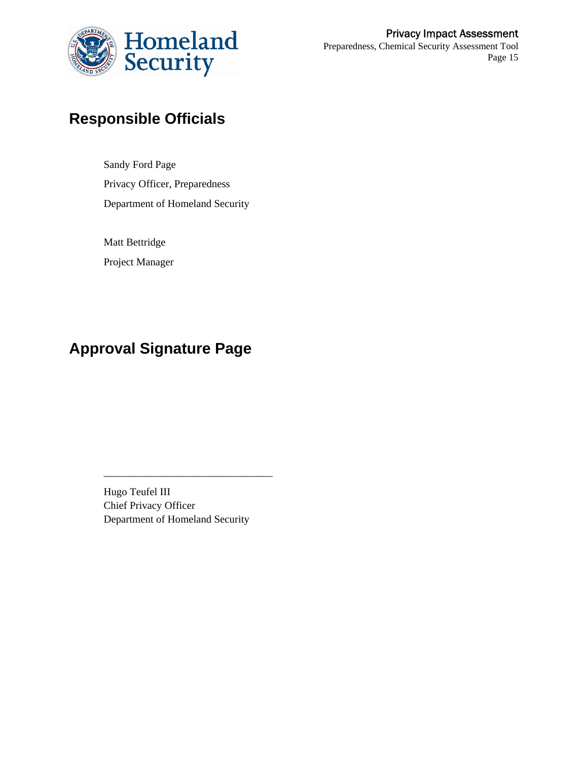## Responsible Officials

Sandy Ford Page

Privacy Officer, Preparedness

Department of Homeland Security

Matt Bettridge

Project Manager

## Approval Signature Page

\_\_\_\_\_\_\_\_\_\_\_\_\_\_\_\_\_\_\_\_\_\_\_\_\_\_\_\_\_\_\_\_

Hugo Teufel III
Chief Privacy Officer
Department of Homeland Security